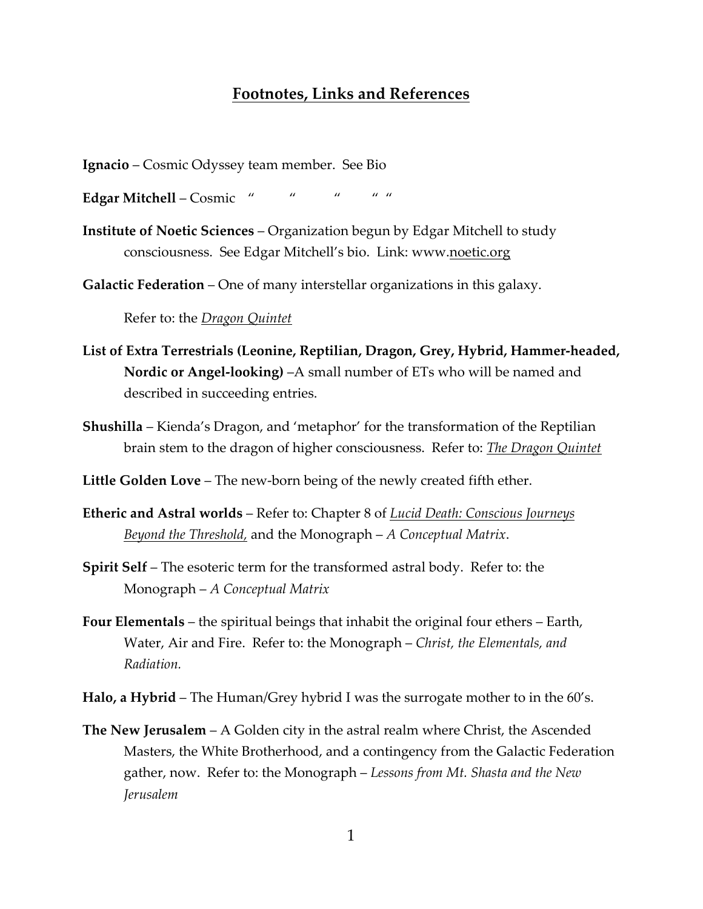## Footnotes, Links and References

**Ignacio** – Cosmic Odyssey team member. See Bio

**Edgar Mitchell** – Cosmic " " " " "

**Institute of Noetic Sciences** – Organization begun by Edgar Mitchell to study consciousness. See Edgar Mitchell's bio. Link: www.noetic.org

**Galactic Federation** – One of many interstellar organizations in this galaxy.

Refer to: the *Dragon Quintet*

**List of Extra Terrestrials (Leonine, Reptilian, Dragon, Grey, Hybrid, Hammer-headed, Nordic or Angel-looking)** –A small number of ETs who will be named and described in succeeding entries.

**Shushilla** – Kienda's Dragon, and 'metaphor' for the transformation of the Reptilian brain stem to the dragon of higher consciousness. Refer to: *The Dragon Quintet*

**Little Golden Love** – The new-born being of the newly created fifth ether.

**Etheric and Astral worlds** – Refer to: Chapter 8 of *Lucid Death: Conscious Journeys Beyond the Threshold*, and the Monograph – *A Conceptual Matrix*.

**Spirit Self** – The esoteric term for the transformed astral body. Refer to: the Monograph – *A Conceptual Matrix*

**Four Elementals** – the spiritual beings that inhabit the original four ethers – Earth, Water, Air and Fire. Refer to: the Monograph – *Christ, the Elementals, and Radiation.*

**Halo, a Hybrid** – The Human/Grey hybrid I was the surrogate mother to in the 60's.

**The New Jerusalem** – A Golden city in the astral realm where Christ, the Ascended Masters, the White Brotherhood, and a contingency from the Galactic Federation gather, now. Refer to: the Monograph – *Lessons from Mt. Shasta and the New Jerusalem*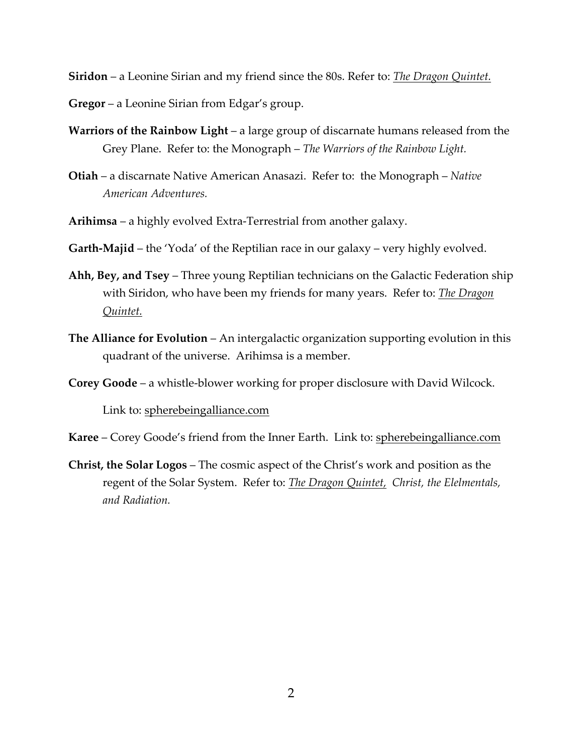**Siridon** – a Leonine Sirian and my friend since the 80s. Refer to: *The Dragon Quintet.*

**Gregor** – a Leonine Sirian from Edgar's group.

**Warriors of the Rainbow Light** – a large group of discarnate humans released from the Grey Plane. Refer to: the Monograph – *The Warriors of the Rainbow Light.*

**Otiah** – a discarnate Native American Anasazi. Refer to: the Monograph – *Native American Adventures.*

**Arihimsa** – a highly evolved Extra-Terrestrial from another galaxy.

**Garth-Majid** – the 'Yoda' of the Reptilian race in our galaxy – very highly evolved.

**Ahh, Bey, and Tsey** – Three young Reptilian technicians on the Galactic Federation ship with Siridon, who have been my friends for many years. Refer to: *The Dragon Quintet.*

**The Alliance for Evolution** – An intergalactic organization supporting evolution in this quadrant of the universe. Arihimsa is a member.

**Corey Goode** – a whistle-blower working for proper disclosure with David Wilcock.

Link to: spherebeingalliance.com

**Karee** – Corey Goode's friend from the Inner Earth. Link to: spherebeingalliance.com

**Christ, the Solar Logos** – The cosmic aspect of the Christ's work and position as the regent of the Solar System. Refer to: *The Dragon Quintet, Christ, the Elelmentals, and Radiation.*